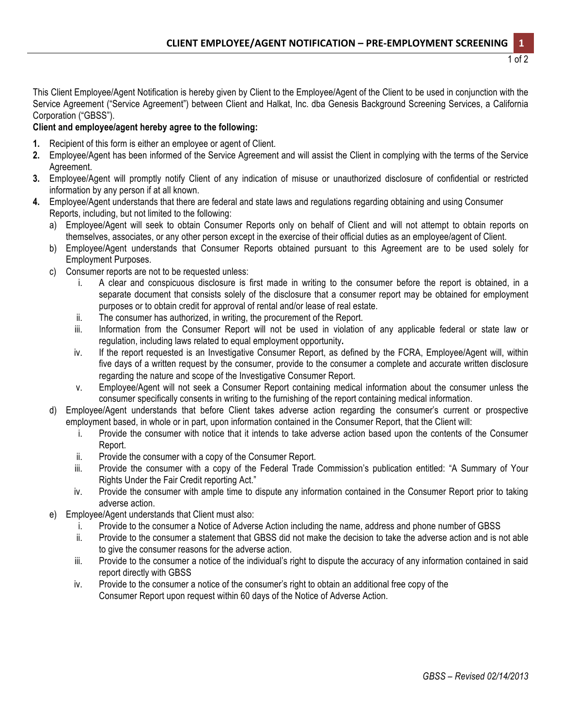# CLIENT EMPLOYEE/AGENT NOTIFICATION – PRE-EMPLOYMENT SCREENING

This Client Employee/Agent Notification is hereby given by Client to the Employee/Agent of the Client to be used in conjunction with the Service Agreement ("Service Agreement") between Client and Halkat, Inc. dba Genesis Background Screening Services, a California Corporation ("GBSS").

**Client and employee/agent hereby agree to the following:**

1. Recipient of this form is either an employee or agent of Client.
2. Employee/Agent has been informed of the Service Agreement and will assist the Client in complying with the terms of the Service Agreement.
3. Employee/Agent will promptly notify Client of any indication of misuse or unauthorized disclosure of confidential or restricted information by any person if at all known.
4. Employee/Agent understands that there are federal and state laws and regulations regarding obtaining and using Consumer Reports, including, but not limited to the following:
   a) Employee/Agent will seek to obtain Consumer Reports only on behalf of Client and will not attempt to obtain reports on themselves, associates, or any other person except in the exercise of their official duties as an employee/agent of Client.
   b) Employee/Agent understands that Consumer Reports obtained pursuant to this Agreement are to be used solely for Employment Purposes.
   c) Consumer reports are not to be requested unless:
      i. A clear and conspicuous disclosure is first made in writing to the consumer before the report is obtained, in a separate document that consists solely of the disclosure that a consumer report may be obtained for employment purposes or to obtain credit for approval of rental and/or lease of real estate.
      ii. The consumer has authorized, in writing, the procurement of the Report.
      iii. Information from the Consumer Report will not be used in violation of any applicable federal or state law or regulation, including laws related to equal employment opportunity**.**
      iv. If the report requested is an Investigative Consumer Report, as defined by the FCRA, Employee/Agent will, within five days of a written request by the consumer, provide to the consumer a complete and accurate written disclosure regarding the nature and scope of the Investigative Consumer Report.
      v. Employee/Agent will not seek a Consumer Report containing medical information about the consumer unless the consumer specifically consents in writing to the furnishing of the report containing medical information.
   d) Employee/Agent understands that before Client takes adverse action regarding the consumer's current or prospective employment based, in whole or in part, upon information contained in the Consumer Report, that the Client will:
      i. Provide the consumer with notice that it intends to take adverse action based upon the contents of the Consumer Report.
      ii. Provide the consumer with a copy of the Consumer Report.
      iii. Provide the consumer with a copy of the Federal Trade Commission's publication entitled: "A Summary of Your Rights Under the Fair Credit reporting Act."
      iv. Provide the consumer with ample time to dispute any information contained in the Consumer Report prior to taking adverse action.
   e) Employee/Agent understands that Client must also:
      i. Provide to the consumer a Notice of Adverse Action including the name, address and phone number of GBSS
      ii. Provide to the consumer a statement that GBSS did not make the decision to take the adverse action and is not able to give the consumer reasons for the adverse action.
      iii. Provide to the consumer a notice of the individual's right to dispute the accuracy of any information contained in said report directly with GBSS
      iv. Provide to the consumer a notice of the consumer's right to obtain an additional free copy of the Consumer Report upon request within 60 days of the Notice of Adverse Action.

*GBSS – Revised 02/14/2013*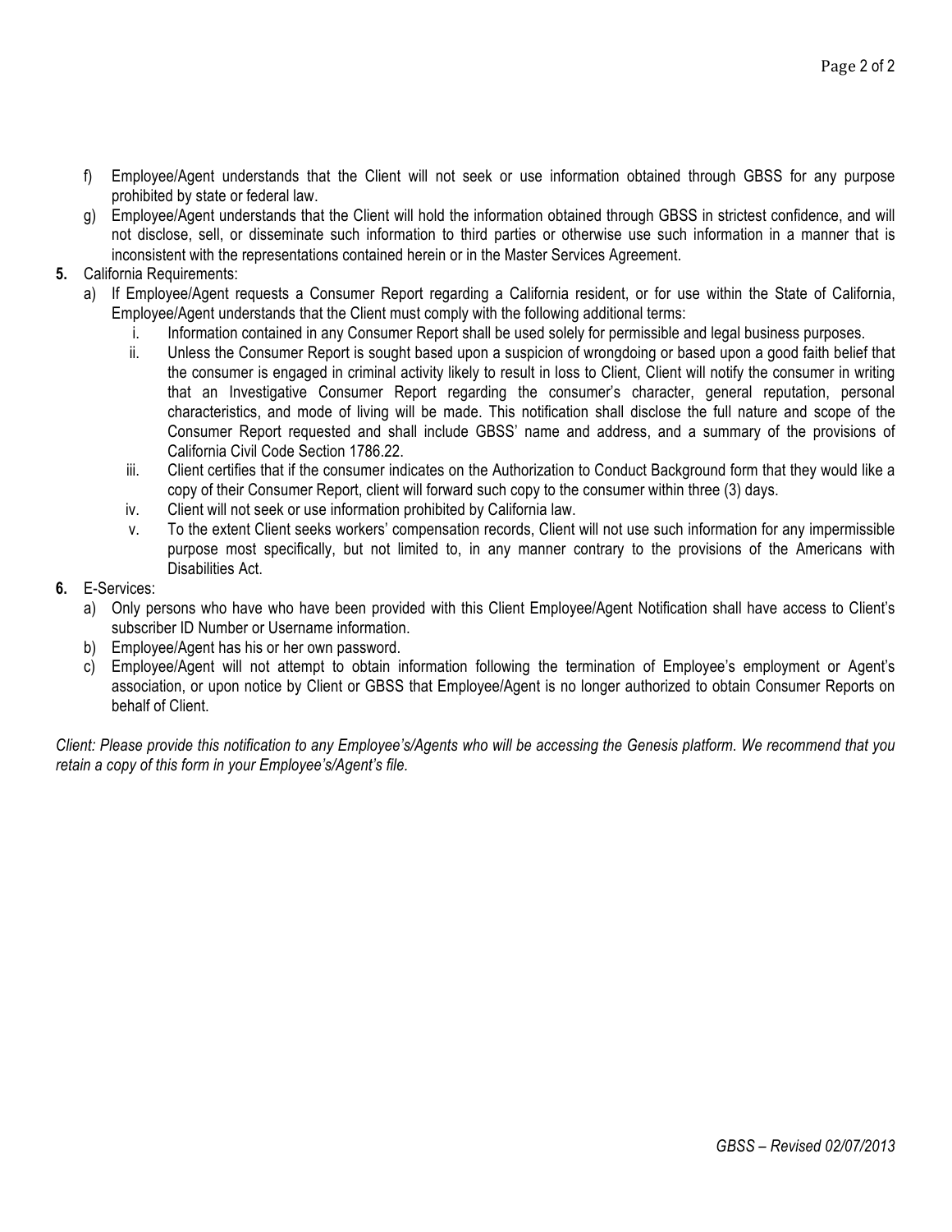f) Employee/Agent understands that the Client will not seek or use information obtained through GBSS for any purpose prohibited by state or federal law.

g) Employee/Agent understands that the Client will hold the information obtained through GBSS in strictest confidence, and will not disclose, sell, or disseminate such information to third parties or otherwise use such information in a manner that is inconsistent with the representations contained herein or in the Master Services Agreement.

**5.** California Requirements:

a) If Employee/Agent requests a Consumer Report regarding a California resident, or for use within the State of California, Employee/Agent understands that the Client must comply with the following additional terms:

i. Information contained in any Consumer Report shall be used solely for permissible and legal business purposes.

ii. Unless the Consumer Report is sought based upon a suspicion of wrongdoing or based upon a good faith belief that the consumer is engaged in criminal activity likely to result in loss to Client, Client will notify the consumer in writing that an Investigative Consumer Report regarding the consumer's character, general reputation, personal characteristics, and mode of living will be made. This notification shall disclose the full nature and scope of the Consumer Report requested and shall include GBSS' name and address, and a summary of the provisions of California Civil Code Section 1786.22.

iii. Client certifies that if the consumer indicates on the Authorization to Conduct Background form that they would like a copy of their Consumer Report, client will forward such copy to the consumer within three (3) days.

iv. Client will not seek or use information prohibited by California law.

v. To the extent Client seeks workers' compensation records, Client will not use such information for any impermissible purpose most specifically, but not limited to, in any manner contrary to the provisions of the Americans with Disabilities Act.

**6.** E-Services:

a) Only persons who have who have been provided with this Client Employee/Agent Notification shall have access to Client's subscriber ID Number or Username information.

b) Employee/Agent has his or her own password.

c) Employee/Agent will not attempt to obtain information following the termination of Employee's employment or Agent's association, or upon notice by Client or GBSS that Employee/Agent is no longer authorized to obtain Consumer Reports on behalf of Client.

*Client: Please provide this notification to any Employee's/Agents who will be accessing the Genesis platform. We recommend that you retain a copy of this form in your Employee's/Agent's file.*

*GBSS – Revised 02/07/2013*